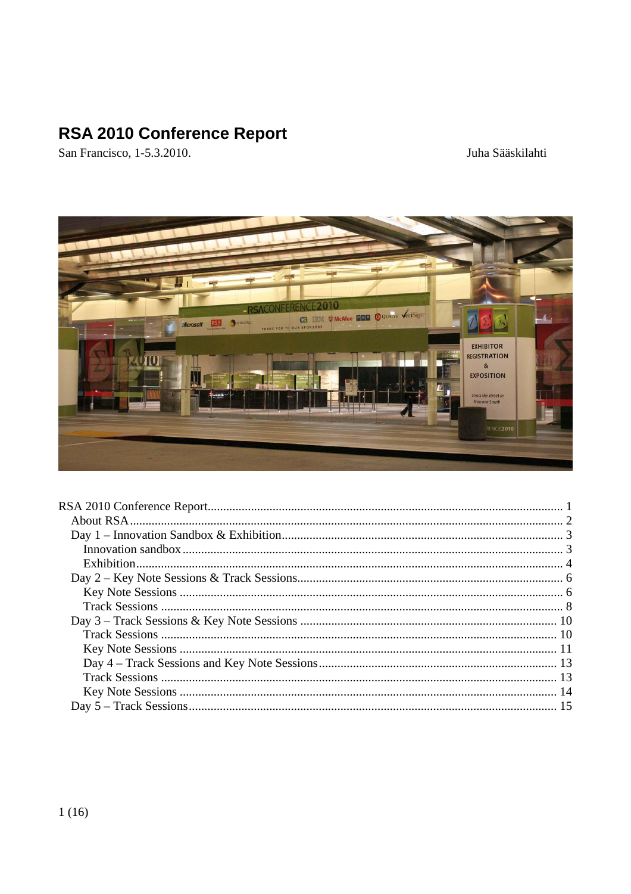# RSA 2010 Conference Report

San Francisco, 1-5.3.2010.

Juha Sääskilahti

RSA 2010 Conference Report ........................................................ 1
- About RSA ........................................................ 2
- Day 1 – Innovation Sandbox & Exhibition ........................................................ 3
  - Innovation sandbox ........................................................ 3
  - Exhibition ........................................................ 4
- Day 2 – Key Note Sessions & Track Sessions ........................................................ 6
  - Key Note Sessions ........................................................ 6
  - Track Sessions ........................................................ 8
- Day 3 – Track Sessions & Key Note Sessions ........................................................ 10
  - Track Sessions ........................................................ 10
  - Key Note Sessions ........................................................ 11
  - Day 4 – Track Sessions and Key Note Sessions ........................................................ 13
  - Track Sessions ........................................................ 13
  - Key Note Sessions ........................................................ 14
- Day 5 – Track Sessions ........................................................ 15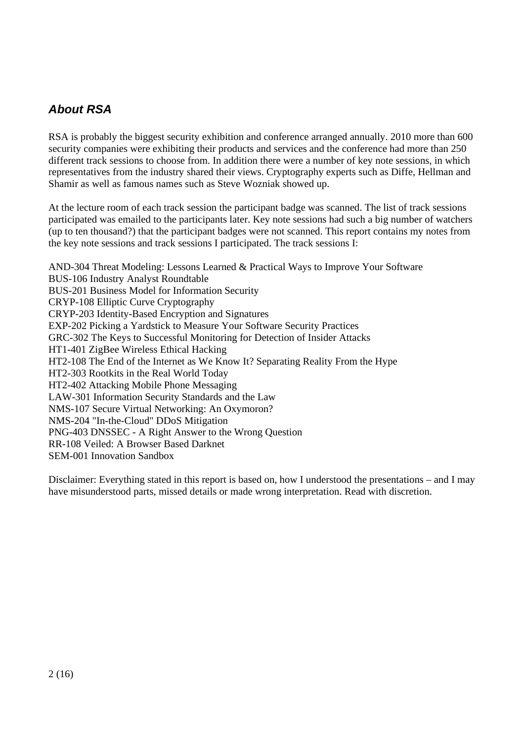## *About RSA*

RSA is probably the biggest security exhibition and conference arranged annually. 2010 more than 600 security companies were exhibiting their products and services and the conference had more than 250 different track sessions to choose from. In addition there were a number of key note sessions, in which representatives from the industry shared their views. Cryptography experts such as Diffe, Hellman and Shamir as well as famous names such as Steve Wozniak showed up.

At the lecture room of each track session the participant badge was scanned. The list of track sessions participated was emailed to the participants later. Key note sessions had such a big number of watchers (up to ten thousand?) that the participant badges were not scanned. This report contains my notes from the key note sessions and track sessions I participated. The track sessions I:

AND-304 Threat Modeling: Lessons Learned & Practical Ways to Improve Your Software
BUS-106 Industry Analyst Roundtable
BUS-201 Business Model for Information Security
CRYP-108 Elliptic Curve Cryptography
CRYP-203 Identity-Based Encryption and Signatures
EXP-202 Picking a Yardstick to Measure Your Software Security Practices
GRC-302 The Keys to Successful Monitoring for Detection of Insider Attacks
HT1-401 ZigBee Wireless Ethical Hacking
HT2-108 The End of the Internet as We Know It? Separating Reality From the Hype
HT2-303 Rootkits in the Real World Today
HT2-402 Attacking Mobile Phone Messaging
LAW-301 Information Security Standards and the Law
NMS-107 Secure Virtual Networking: An Oxymoron?
NMS-204 "In-the-Cloud" DDoS Mitigation
PNG-403 DNSSEC - A Right Answer to the Wrong Question
RR-108 Veiled: A Browser Based Darknet
SEM-001 Innovation Sandbox

Disclaimer: Everything stated in this report is based on, how I understood the presentations – and I may have misunderstood parts, missed details or made wrong interpretation. Read with discretion.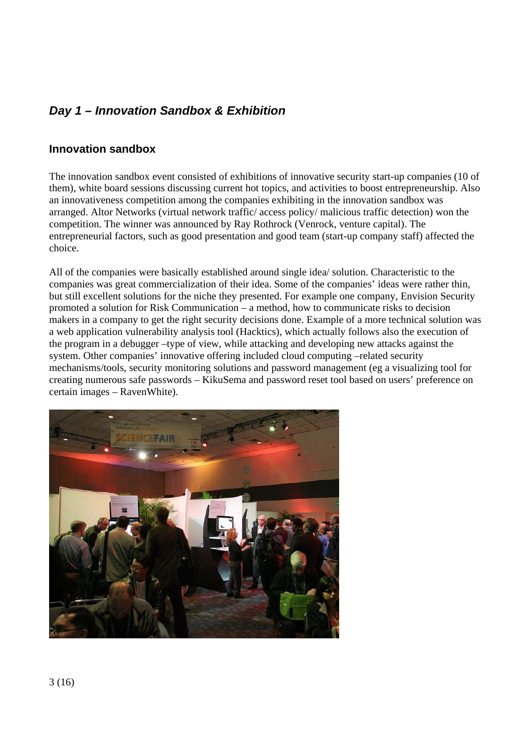## *Day 1 – Innovation Sandbox & Exhibition*

### Innovation sandbox

The innovation sandbox event consisted of exhibitions of innovative security start-up companies (10 of them), white board sessions discussing current hot topics, and activities to boost entrepreneurship. Also an innovativeness competition among the companies exhibiting in the innovation sandbox was arranged. Altor Networks (virtual network traffic/ access policy/ malicious traffic detection) won the competition. The winner was announced by Ray Rothrock (Venrock, venture capital). The entrepreneurial factors, such as good presentation and good team (start-up company staff) affected the choice.

All of the companies were basically established around single idea/ solution. Characteristic to the companies was great commercialization of their idea. Some of the companies' ideas were rather thin, but still excellent solutions for the niche they presented. For example one company, Envision Security promoted a solution for Risk Communication – a method, how to communicate risks to decision makers in a company to get the right security decisions done. Example of a more technical solution was a web application vulnerability analysis tool (Hacktics), which actually follows also the execution of the program in a debugger –type of view, while attacking and developing new attacks against the system. Other companies' innovative offering included cloud computing –related security mechanisms/tools, security monitoring solutions and password management (eg a visualizing tool for creating numerous safe passwords – KikuSema and password reset tool based on users' preference on certain images – RavenWhite).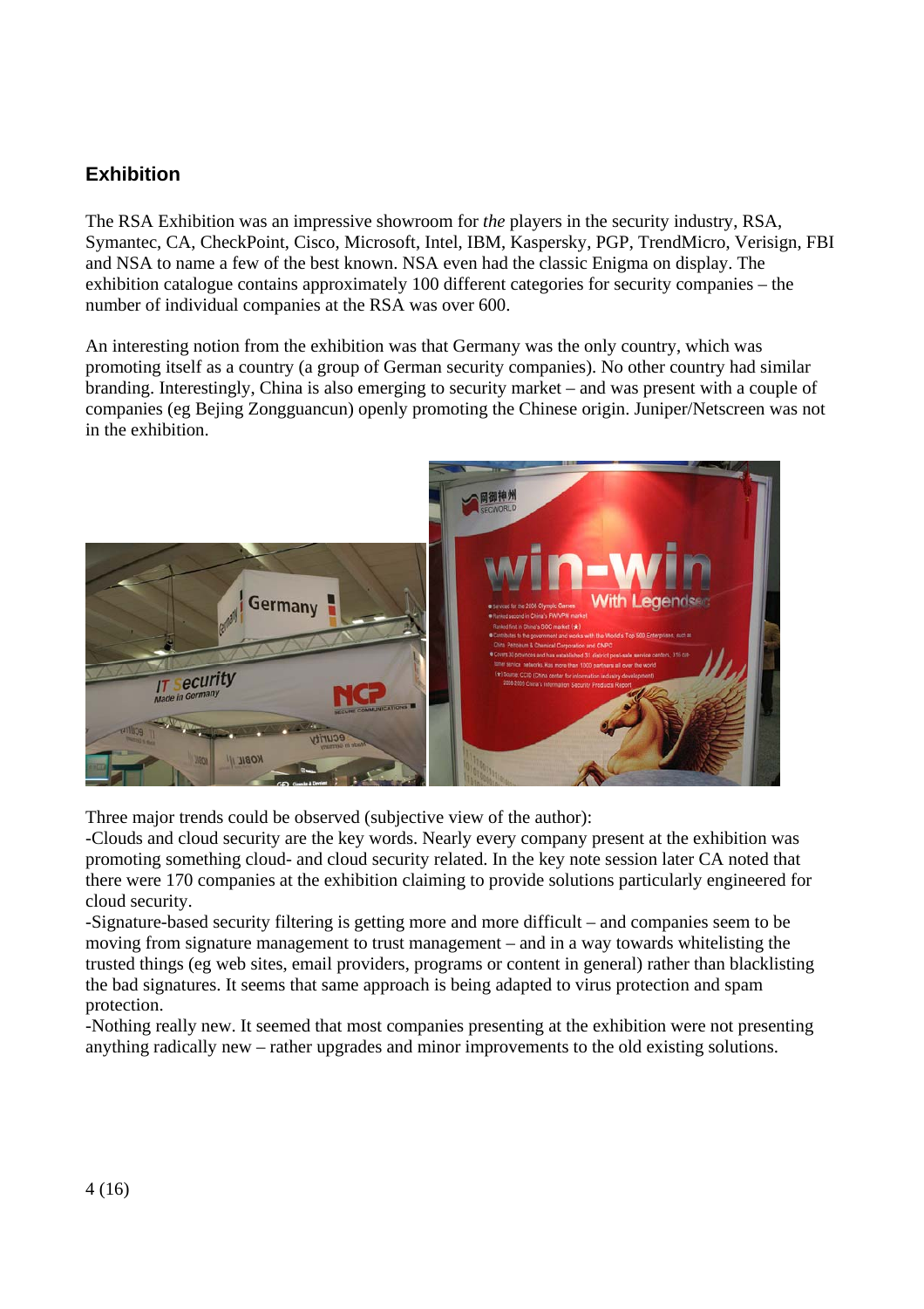## Exhibition

The RSA Exhibition was an impressive showroom for *the* players in the security industry, RSA, Symantec, CA, CheckPoint, Cisco, Microsoft, Intel, IBM, Kaspersky, PGP, TrendMicro, Verisign, FBI and NSA to name a few of the best known. NSA even had the classic Enigma on display. The exhibition catalogue contains approximately 100 different categories for security companies – the number of individual companies at the RSA was over 600.

An interesting notion from the exhibition was that Germany was the only country, which was promoting itself as a country (a group of German security companies). No other country had similar branding. Interestingly, China is also emerging to security market – and was present with a couple of companies (eg Bejing Zongguancun) openly promoting the Chinese origin. Juniper/Netscreen was not in the exhibition.

Three major trends could be observed (subjective view of the author):

-Clouds and cloud security are the key words. Nearly every company present at the exhibition was promoting something cloud- and cloud security related. In the key note session later CA noted that there were 170 companies at the exhibition claiming to provide solutions particularly engineered for cloud security.

-Signature-based security filtering is getting more and more difficult – and companies seem to be moving from signature management to trust management – and in a way towards whitelisting the trusted things (eg web sites, email providers, programs or content in general) rather than blacklisting the bad signatures. It seems that same approach is being adapted to virus protection and spam protection.

-Nothing really new. It seemed that most companies presenting at the exhibition were not presenting anything radically new – rather upgrades and minor improvements to the old existing solutions.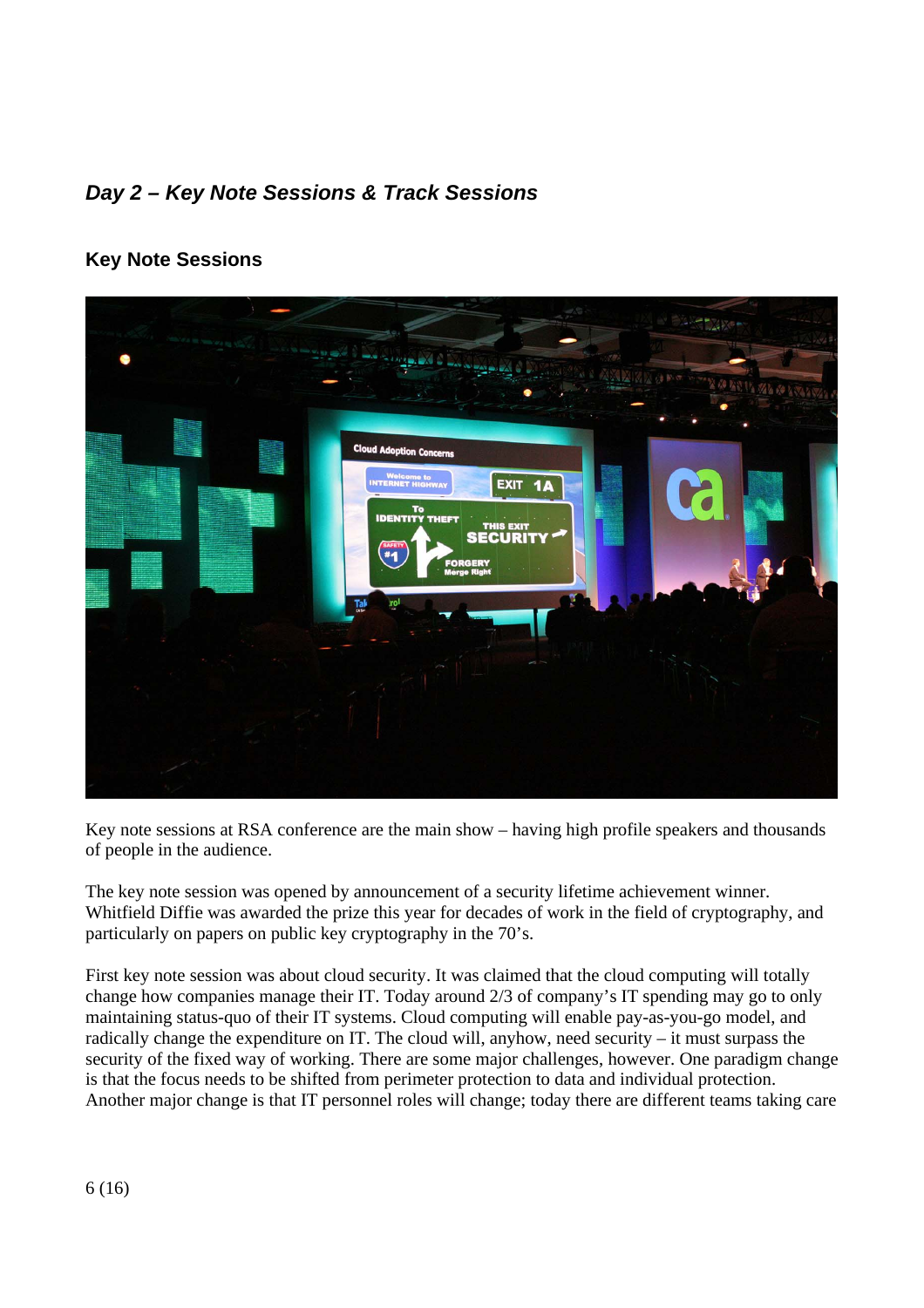## *Day 2 – Key Note Sessions & Track Sessions*

### Key Note Sessions

Key note sessions at RSA conference are the main show – having high profile speakers and thousands of people in the audience.

The key note session was opened by announcement of a security lifetime achievement winner. Whitfield Diffie was awarded the prize this year for decades of work in the field of cryptography, and particularly on papers on public key cryptography in the 70's.

First key note session was about cloud security. It was claimed that the cloud computing will totally change how companies manage their IT. Today around 2/3 of company's IT spending may go to only maintaining status-quo of their IT systems. Cloud computing will enable pay-as-you-go model, and radically change the expenditure on IT. The cloud will, anyhow, need security – it must surpass the security of the fixed way of working. There are some major challenges, however. One paradigm change is that the focus needs to be shifted from perimeter protection to data and individual protection. Another major change is that IT personnel roles will change; today there are different teams taking care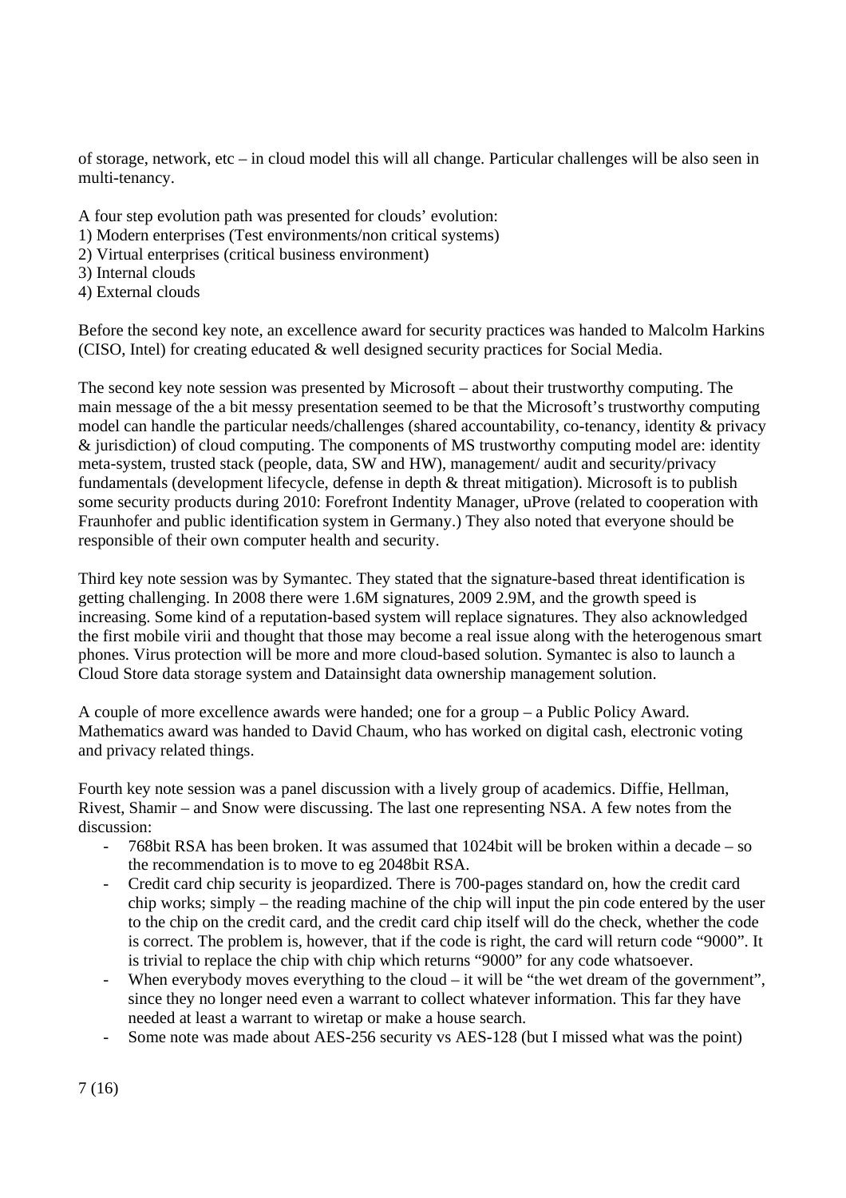of storage, network, etc – in cloud model this will all change. Particular challenges will be also seen in multi-tenancy.

A four step evolution path was presented for clouds' evolution:
1) Modern enterprises (Test environments/non critical systems)
2) Virtual enterprises (critical business environment)
3) Internal clouds
4) External clouds

Before the second key note, an excellence award for security practices was handed to Malcolm Harkins (CISO, Intel) for creating educated & well designed security practices for Social Media.

The second key note session was presented by Microsoft – about their trustworthy computing. The main message of the a bit messy presentation seemed to be that the Microsoft's trustworthy computing model can handle the particular needs/challenges (shared accountability, co-tenancy, identity & privacy & jurisdiction) of cloud computing. The components of MS trustworthy computing model are: identity meta-system, trusted stack (people, data, SW and HW), management/ audit and security/privacy fundamentals (development lifecycle, defense in depth & threat mitigation). Microsoft is to publish some security products during 2010: Forefront Indentity Manager, uProve (related to cooperation with Fraunhofer and public identification system in Germany.) They also noted that everyone should be responsible of their own computer health and security.

Third key note session was by Symantec. They stated that the signature-based threat identification is getting challenging. In 2008 there were 1.6M signatures, 2009 2.9M, and the growth speed is increasing. Some kind of a reputation-based system will replace signatures. They also acknowledged the first mobile virii and thought that those may become a real issue along with the heterogenous smart phones. Virus protection will be more and more cloud-based solution. Symantec is also to launch a Cloud Store data storage system and Datainsight data ownership management solution.

A couple of more excellence awards were handed; one for a group – a Public Policy Award. Mathematics award was handed to David Chaum, who has worked on digital cash, electronic voting and privacy related things.

Fourth key note session was a panel discussion with a lively group of academics. Diffie, Hellman, Rivest, Shamir – and Snow were discussing. The last one representing NSA. A few notes from the discussion:

- 768bit RSA has been broken. It was assumed that 1024bit will be broken within a decade – so the recommendation is to move to eg 2048bit RSA.
- Credit card chip security is jeopardized. There is 700-pages standard on, how the credit card chip works; simply – the reading machine of the chip will input the pin code entered by the user to the chip on the credit card, and the credit card chip itself will do the check, whether the code is correct. The problem is, however, that if the code is right, the card will return code "9000". It is trivial to replace the chip with chip which returns "9000" for any code whatsoever.
- When everybody moves everything to the cloud – it will be "the wet dream of the government", since they no longer need even a warrant to collect whatever information. This far they have needed at least a warrant to wiretap or make a house search.
- Some note was made about AES-256 security vs AES-128 (but I missed what was the point)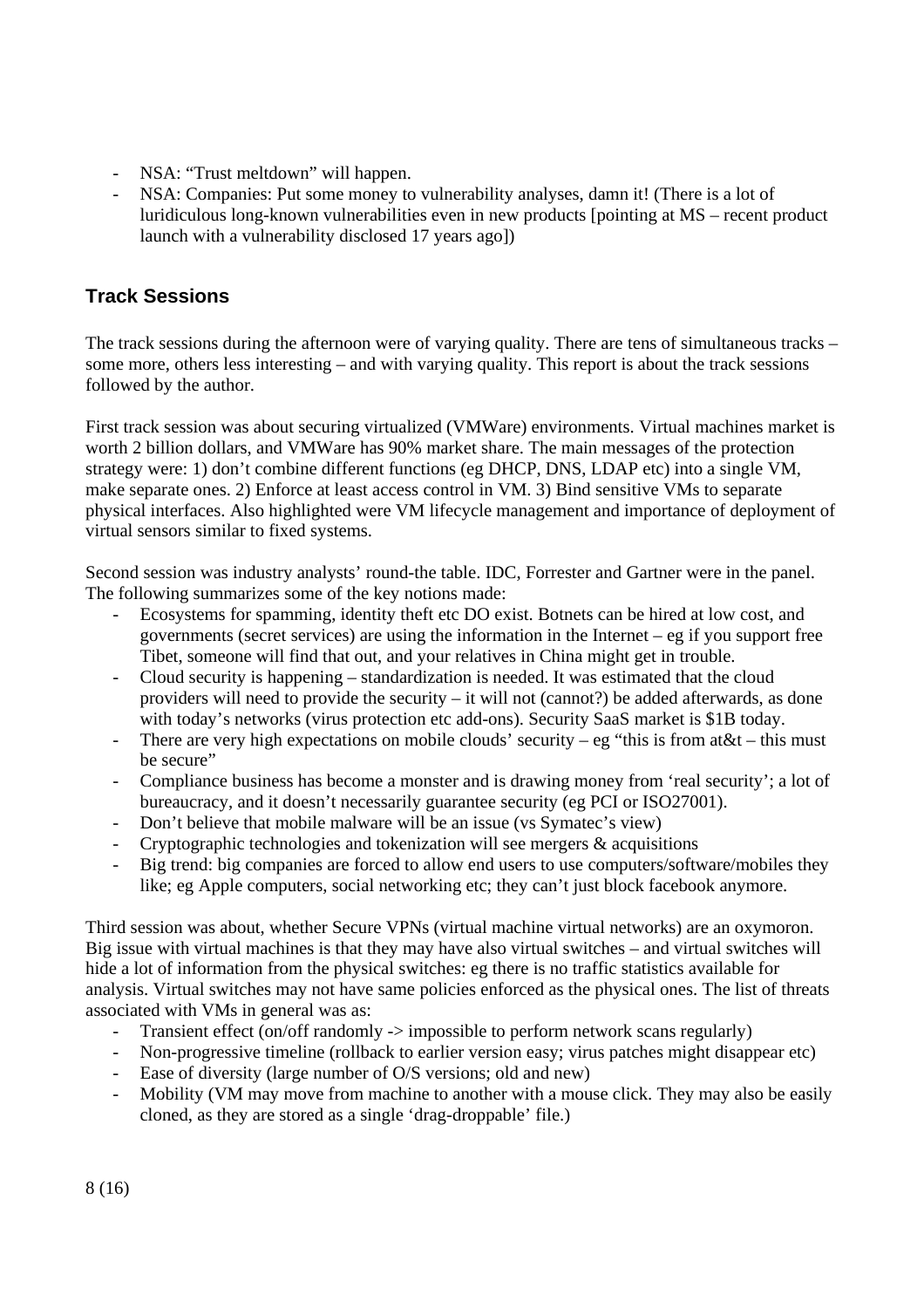- NSA: "Trust meltdown" will happen.
- NSA: Companies: Put some money to vulnerability analyses, damn it! (There is a lot of luridiculous long-known vulnerabilities even in new products [pointing at MS – recent product launch with a vulnerability disclosed 17 years ago])

## Track Sessions

The track sessions during the afternoon were of varying quality. There are tens of simultaneous tracks – some more, others less interesting – and with varying quality. This report is about the track sessions followed by the author.

First track session was about securing virtualized (VMWare) environments. Virtual machines market is worth 2 billion dollars, and VMWare has 90% market share. The main messages of the protection strategy were: 1) don't combine different functions (eg DHCP, DNS, LDAP etc) into a single VM, make separate ones. 2) Enforce at least access control in VM. 3) Bind sensitive VMs to separate physical interfaces. Also highlighted were VM lifecycle management and importance of deployment of virtual sensors similar to fixed systems.

Second session was industry analysts' round-the table. IDC, Forrester and Gartner were in the panel. The following summarizes some of the key notions made:

- Ecosystems for spamming, identity theft etc DO exist. Botnets can be hired at low cost, and governments (secret services) are using the information in the Internet – eg if you support free Tibet, someone will find that out, and your relatives in China might get in trouble.
- Cloud security is happening – standardization is needed. It was estimated that the cloud providers will need to provide the security – it will not (cannot?) be added afterwards, as done with today's networks (virus protection etc add-ons). Security SaaS market is $1B today.
- There are very high expectations on mobile clouds' security – eg "this is from at&t – this must be secure"
- Compliance business has become a monster and is drawing money from 'real security'; a lot of bureaucracy, and it doesn't necessarily guarantee security (eg PCI or ISO27001).
- Don't believe that mobile malware will be an issue (vs Symatec's view)
- Cryptographic technologies and tokenization will see mergers & acquisitions
- Big trend: big companies are forced to allow end users to use computers/software/mobiles they like; eg Apple computers, social networking etc; they can't just block facebook anymore.

Third session was about, whether Secure VPNs (virtual machine virtual networks) are an oxymoron. Big issue with virtual machines is that they may have also virtual switches – and virtual switches will hide a lot of information from the physical switches: eg there is no traffic statistics available for analysis. Virtual switches may not have same policies enforced as the physical ones. The list of threats associated with VMs in general was as:

- Transient effect (on/off randomly -> impossible to perform network scans regularly)
- Non-progressive timeline (rollback to earlier version easy; virus patches might disappear etc)
- Ease of diversity (large number of O/S versions; old and new)
- Mobility (VM may move from machine to another with a mouse click. They may also be easily cloned, as they are stored as a single 'drag-droppable' file.)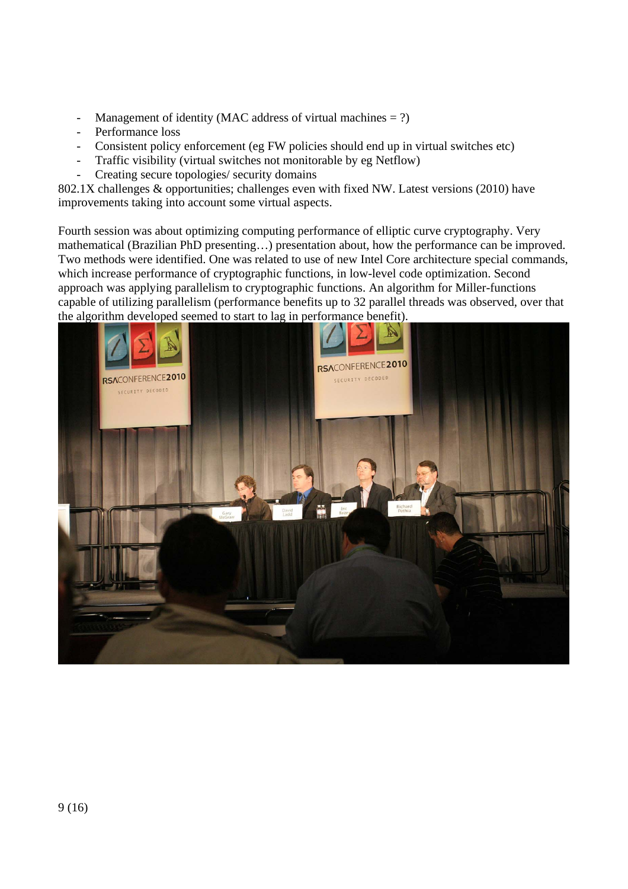- Management of identity (MAC address of virtual machines = ?)
- Performance loss
- Consistent policy enforcement (eg FW policies should end up in virtual switches etc)
- Traffic visibility (virtual switches not monitorable by eg Netflow)
- Creating secure topologies/ security domains

802.1X challenges & opportunities; challenges even with fixed NW. Latest versions (2010) have improvements taking into account some virtual aspects.

Fourth session was about optimizing computing performance of elliptic curve cryptography. Very mathematical (Brazilian PhD presenting…) presentation about, how the performance can be improved. Two methods were identified. One was related to use of new Intel Core architecture special commands, which increase performance of cryptographic functions, in low-level code optimization. Second approach was applying parallelism to cryptographic functions. An algorithm for Miller-functions capable of utilizing parallelism (performance benefits up to 32 parallel threads was observed, over that the algorithm developed seemed to start to lag in performance benefit).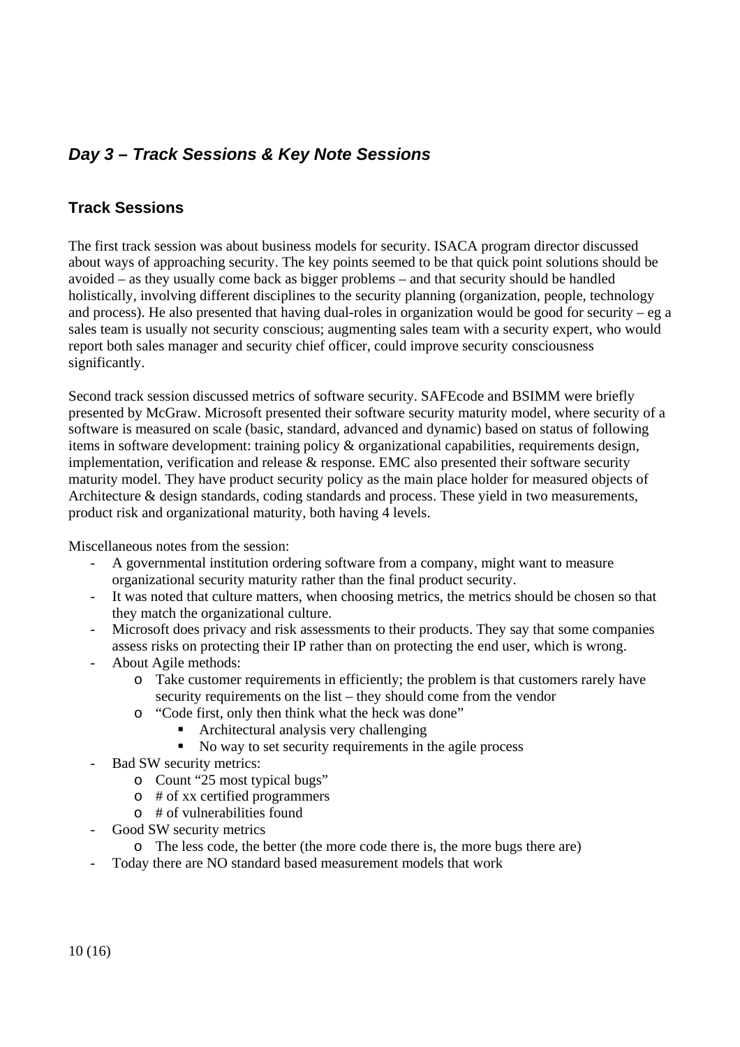## *Day 3 – Track Sessions & Key Note Sessions*

### Track Sessions

The first track session was about business models for security. ISACA program director discussed about ways of approaching security. The key points seemed to be that quick point solutions should be avoided – as they usually come back as bigger problems – and that security should be handled holistically, involving different disciplines to the security planning (organization, people, technology and process). He also presented that having dual-roles in organization would be good for security – eg a sales team is usually not security conscious; augmenting sales team with a security expert, who would report both sales manager and security chief officer, could improve security consciousness significantly.

Second track session discussed metrics of software security. SAFEcode and BSIMM were briefly presented by McGraw. Microsoft presented their software security maturity model, where security of a software is measured on scale (basic, standard, advanced and dynamic) based on status of following items in software development: training policy & organizational capabilities, requirements design, implementation, verification and release & response. EMC also presented their software security maturity model. They have product security policy as the main place holder for measured objects of Architecture & design standards, coding standards and process. These yield in two measurements, product risk and organizational maturity, both having 4 levels.

Miscellaneous notes from the session:

- A governmental institution ordering software from a company, might want to measure organizational security maturity rather than the final product security.
- It was noted that culture matters, when choosing metrics, the metrics should be chosen so that they match the organizational culture.
- Microsoft does privacy and risk assessments to their products. They say that some companies assess risks on protecting their IP rather than on protecting the end user, which is wrong.
- About Agile methods:
    - Take customer requirements in efficiently; the problem is that customers rarely have security requirements on the list – they should come from the vendor
    - "Code first, only then think what the heck was done"
        - Architectural analysis very challenging
        - No way to set security requirements in the agile process
- Bad SW security metrics:
    - Count "25 most typical bugs"
    - # of xx certified programmers
    - # of vulnerabilities found
- Good SW security metrics
    - The less code, the better (the more code there is, the more bugs there are)
- Today there are NO standard based measurement models that work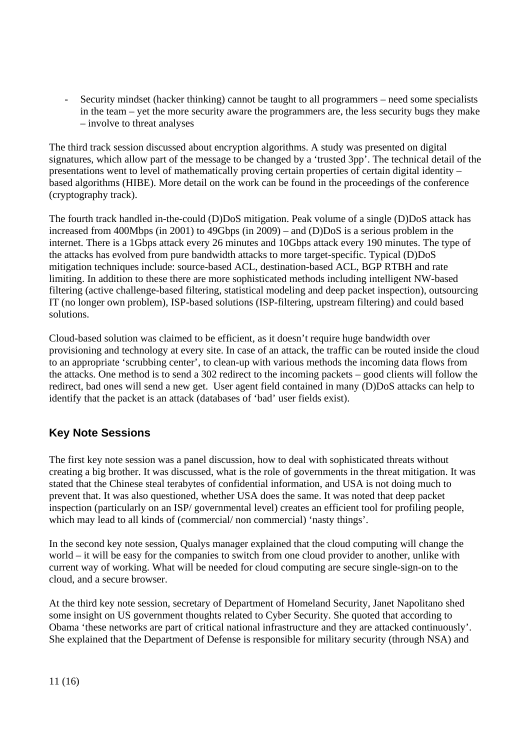- Security mindset (hacker thinking) cannot be taught to all programmers – need some specialists in the team – yet the more security aware the programmers are, the less security bugs they make – involve to threat analyses

The third track session discussed about encryption algorithms. A study was presented on digital signatures, which allow part of the message to be changed by a 'trusted 3pp'. The technical detail of the presentations went to level of mathematically proving certain properties of certain digital identity – based algorithms (HIBE). More detail on the work can be found in the proceedings of the conference (cryptography track).

The fourth track handled in-the-could (D)DoS mitigation. Peak volume of a single (D)DoS attack has increased from 400Mbps (in 2001) to 49Gbps (in 2009) – and (D)DoS is a serious problem in the internet. There is a 1Gbps attack every 26 minutes and 10Gbps attack every 190 minutes. The type of the attacks has evolved from pure bandwidth attacks to more target-specific. Typical (D)DoS mitigation techniques include: source-based ACL, destination-based ACL, BGP RTBH and rate limiting. In addition to these there are more sophisticated methods including intelligent NW-based filtering (active challenge-based filtering, statistical modeling and deep packet inspection), outsourcing IT (no longer own problem), ISP-based solutions (ISP-filtering, upstream filtering) and could based solutions.

Cloud-based solution was claimed to be efficient, as it doesn't require huge bandwidth over provisioning and technology at every site. In case of an attack, the traffic can be routed inside the cloud to an appropriate 'scrubbing center', to clean-up with various methods the incoming data flows from the attacks. One method is to send a 302 redirect to the incoming packets – good clients will follow the redirect, bad ones will send a new get. User agent field contained in many (D)DoS attacks can help to identify that the packet is an attack (databases of 'bad' user fields exist).

## Key Note Sessions

The first key note session was a panel discussion, how to deal with sophisticated threats without creating a big brother. It was discussed, what is the role of governments in the threat mitigation. It was stated that the Chinese steal terabytes of confidential information, and USA is not doing much to prevent that. It was also questioned, whether USA does the same. It was noted that deep packet inspection (particularly on an ISP/ governmental level) creates an efficient tool for profiling people, which may lead to all kinds of (commercial/ non commercial) 'nasty things'.

In the second key note session, Qualys manager explained that the cloud computing will change the world – it will be easy for the companies to switch from one cloud provider to another, unlike with current way of working. What will be needed for cloud computing are secure single-sign-on to the cloud, and a secure browser.

At the third key note session, secretary of Department of Homeland Security, Janet Napolitano shed some insight on US government thoughts related to Cyber Security. She quoted that according to Obama 'these networks are part of critical national infrastructure and they are attacked continuously'. She explained that the Department of Defense is responsible for military security (through NSA) and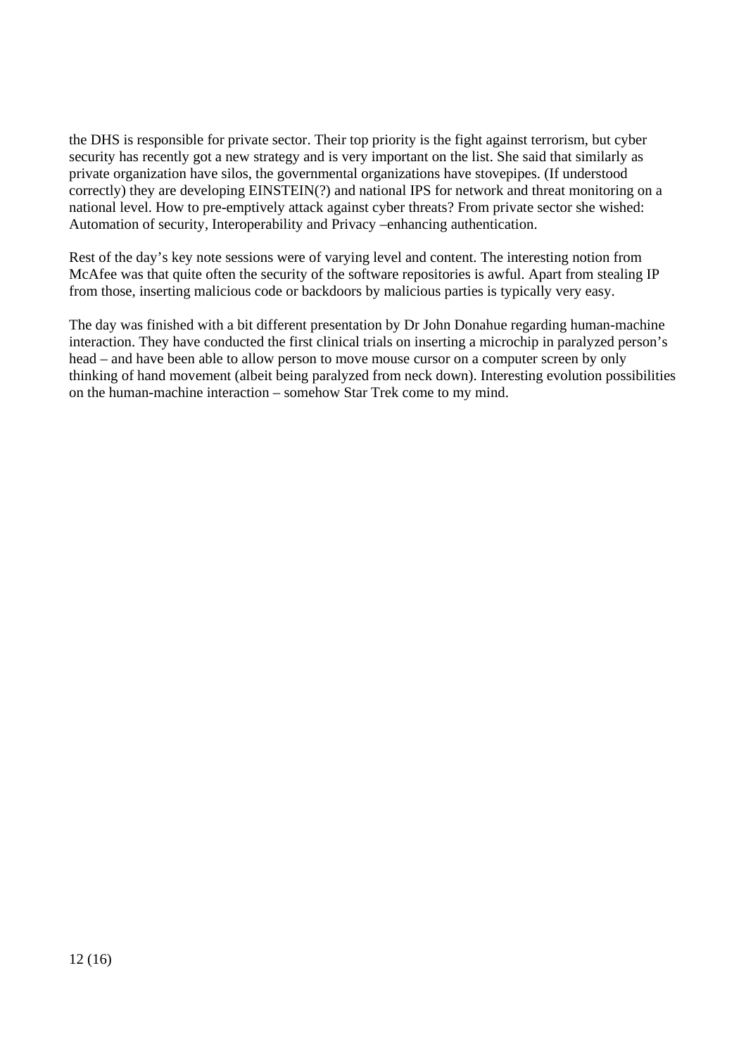the DHS is responsible for private sector. Their top priority is the fight against terrorism, but cyber security has recently got a new strategy and is very important on the list. She said that similarly as private organization have silos, the governmental organizations have stovepipes. (If understood correctly) they are developing EINSTEIN(?) and national IPS for network and threat monitoring on a national level. How to pre-emptively attack against cyber threats? From private sector she wished: Automation of security, Interoperability and Privacy –enhancing authentication.

Rest of the day's key note sessions were of varying level and content. The interesting notion from McAfee was that quite often the security of the software repositories is awful. Apart from stealing IP from those, inserting malicious code or backdoors by malicious parties is typically very easy.

The day was finished with a bit different presentation by Dr John Donahue regarding human-machine interaction. They have conducted the first clinical trials on inserting a microchip in paralyzed person's head – and have been able to allow person to move mouse cursor on a computer screen by only thinking of hand movement (albeit being paralyzed from neck down). Interesting evolution possibilities on the human-machine interaction – somehow Star Trek come to my mind.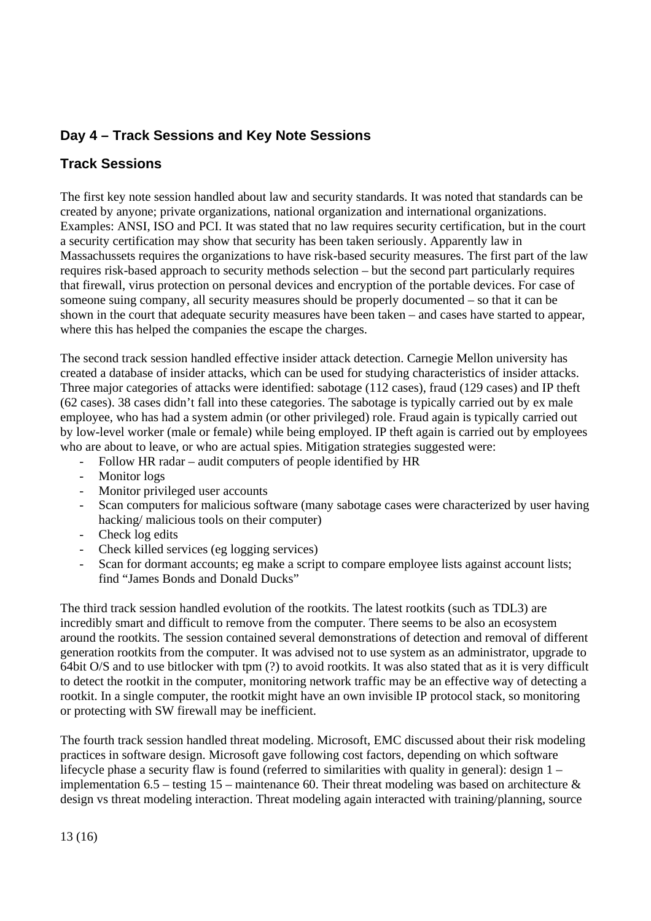## Day 4 – Track Sessions and Key Note Sessions

## Track Sessions

The first key note session handled about law and security standards. It was noted that standards can be created by anyone; private organizations, national organization and international organizations. Examples: ANSI, ISO and PCI. It was stated that no law requires security certification, but in the court a security certification may show that security has been taken seriously. Apparently law in Massachussets requires the organizations to have risk-based security measures. The first part of the law requires risk-based approach to security methods selection – but the second part particularly requires that firewall, virus protection on personal devices and encryption of the portable devices. For case of someone suing company, all security measures should be properly documented – so that it can be shown in the court that adequate security measures have been taken – and cases have started to appear, where this has helped the companies the escape the charges.

The second track session handled effective insider attack detection. Carnegie Mellon university has created a database of insider attacks, which can be used for studying characteristics of insider attacks. Three major categories of attacks were identified: sabotage (112 cases), fraud (129 cases) and IP theft (62 cases). 38 cases didn't fall into these categories. The sabotage is typically carried out by ex male employee, who has had a system admin (or other privileged) role. Fraud again is typically carried out by low-level worker (male or female) while being employed. IP theft again is carried out by employees who are about to leave, or who are actual spies. Mitigation strategies suggested were:

- Follow HR radar – audit computers of people identified by HR
- Monitor logs
- Monitor privileged user accounts
- Scan computers for malicious software (many sabotage cases were characterized by user having hacking/ malicious tools on their computer)
- Check log edits
- Check killed services (eg logging services)
- Scan for dormant accounts; eg make a script to compare employee lists against account lists; find "James Bonds and Donald Ducks"

The third track session handled evolution of the rootkits. The latest rootkits (such as TDL3) are incredibly smart and difficult to remove from the computer. There seems to be also an ecosystem around the rootkits. The session contained several demonstrations of detection and removal of different generation rootkits from the computer. It was advised not to use system as an administrator, upgrade to 64bit O/S and to use bitlocker with tpm (?) to avoid rootkits. It was also stated that as it is very difficult to detect the rootkit in the computer, monitoring network traffic may be an effective way of detecting a rootkit. In a single computer, the rootkit might have an own invisible IP protocol stack, so monitoring or protecting with SW firewall may be inefficient.

The fourth track session handled threat modeling. Microsoft, EMC discussed about their risk modeling practices in software design. Microsoft gave following cost factors, depending on which software lifecycle phase a security flaw is found (referred to similarities with quality in general): design 1 – implementation 6.5 – testing 15 – maintenance 60. Their threat modeling was based on architecture & design vs threat modeling interaction. Threat modeling again interacted with training/planning, source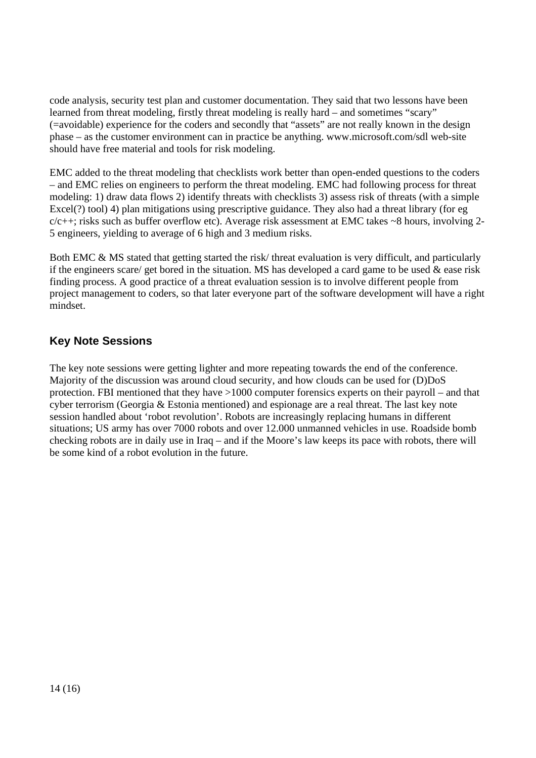code analysis, security test plan and customer documentation. They said that two lessons have been learned from threat modeling, firstly threat modeling is really hard – and sometimes "scary" (=avoidable) experience for the coders and secondly that "assets" are not really known in the design phase – as the customer environment can in practice be anything. www.microsoft.com/sdl web-site should have free material and tools for risk modeling.

EMC added to the threat modeling that checklists work better than open-ended questions to the coders – and EMC relies on engineers to perform the threat modeling. EMC had following process for threat modeling: 1) draw data flows 2) identify threats with checklists 3) assess risk of threats (with a simple Excel(?) tool) 4) plan mitigations using prescriptive guidance. They also had a threat library (for eg c/c++; risks such as buffer overflow etc). Average risk assessment at EMC takes ~8 hours, involving 2-5 engineers, yielding to average of 6 high and 3 medium risks.

Both EMC & MS stated that getting started the risk/ threat evaluation is very difficult, and particularly if the engineers scare/ get bored in the situation. MS has developed a card game to be used & ease risk finding process. A good practice of a threat evaluation session is to involve different people from project management to coders, so that later everyone part of the software development will have a right mindset.

## Key Note Sessions

The key note sessions were getting lighter and more repeating towards the end of the conference. Majority of the discussion was around cloud security, and how clouds can be used for (D)DoS protection. FBI mentioned that they have >1000 computer forensics experts on their payroll – and that cyber terrorism (Georgia & Estonia mentioned) and espionage are a real threat. The last key note session handled about 'robot revolution'. Robots are increasingly replacing humans in different situations; US army has over 7000 robots and over 12.000 unmanned vehicles in use. Roadside bomb checking robots are in daily use in Iraq – and if the Moore's law keeps its pace with robots, there will be some kind of a robot evolution in the future.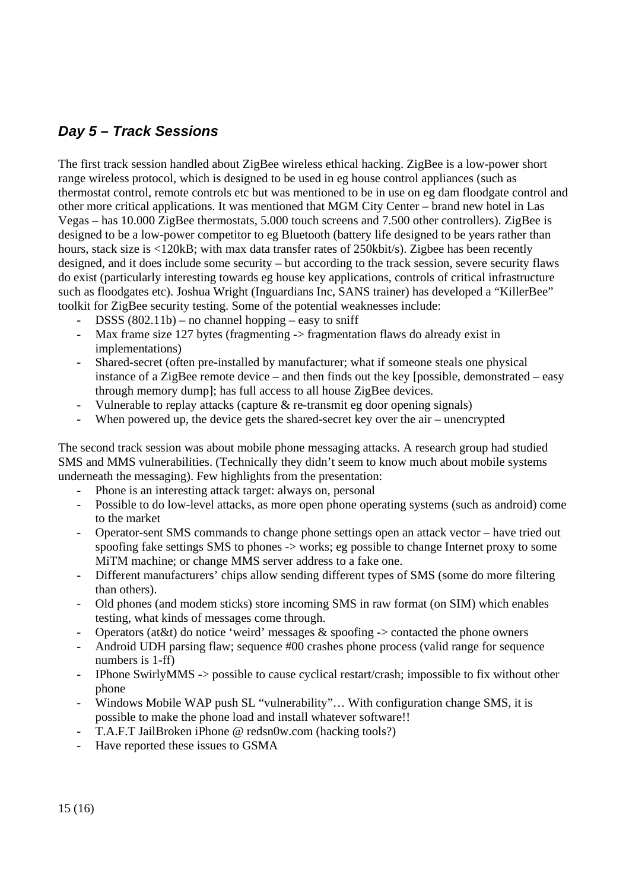## *Day 5 – Track Sessions*

The first track session handled about ZigBee wireless ethical hacking. ZigBee is a low-power short range wireless protocol, which is designed to be used in eg house control appliances (such as thermostat control, remote controls etc but was mentioned to be in use on eg dam floodgate control and other more critical applications. It was mentioned that MGM City Center – brand new hotel in Las Vegas – has 10.000 ZigBee thermostats, 5.000 touch screens and 7.500 other controllers). ZigBee is designed to be a low-power competitor to eg Bluetooth (battery life designed to be years rather than hours, stack size is <120kB; with max data transfer rates of 250kbit/s). Zigbee has been recently designed, and it does include some security – but according to the track session, severe security flaws do exist (particularly interesting towards eg house key applications, controls of critical infrastructure such as floodgates etc). Joshua Wright (Inguardians Inc, SANS trainer) has developed a "KillerBee" toolkit for ZigBee security testing. Some of the potential weaknesses include:

- DSSS (802.11b) – no channel hopping – easy to sniff
- Max frame size 127 bytes (fragmenting -> fragmentation flaws do already exist in implementations)
- Shared-secret (often pre-installed by manufacturer; what if someone steals one physical instance of a ZigBee remote device – and then finds out the key [possible, demonstrated – easy through memory dump]; has full access to all house ZigBee devices.
- Vulnerable to replay attacks (capture & re-transmit eg door opening signals)
- When powered up, the device gets the shared-secret key over the air – unencrypted

The second track session was about mobile phone messaging attacks. A research group had studied SMS and MMS vulnerabilities. (Technically they didn't seem to know much about mobile systems underneath the messaging). Few highlights from the presentation:

- Phone is an interesting attack target: always on, personal
- Possible to do low-level attacks, as more open phone operating systems (such as android) come to the market
- Operator-sent SMS commands to change phone settings open an attack vector – have tried out spoofing fake settings SMS to phones -> works; eg possible to change Internet proxy to some MiTM machine; or change MMS server address to a fake one.
- Different manufacturers' chips allow sending different types of SMS (some do more filtering than others).
- Old phones (and modem sticks) store incoming SMS in raw format (on SIM) which enables testing, what kinds of messages come through.
- Operators (at&t) do notice 'weird' messages & spoofing -> contacted the phone owners
- Android UDH parsing flaw; sequence #00 crashes phone process (valid range for sequence numbers is 1-ff)
- IPhone SwirlyMMS -> possible to cause cyclical restart/crash; impossible to fix without other phone
- Windows Mobile WAP push SL "vulnerability"… With configuration change SMS, it is possible to make the phone load and install whatever software!!
- T.A.F.T JailBroken iPhone @ redsn0w.com (hacking tools?)
- Have reported these issues to GSMA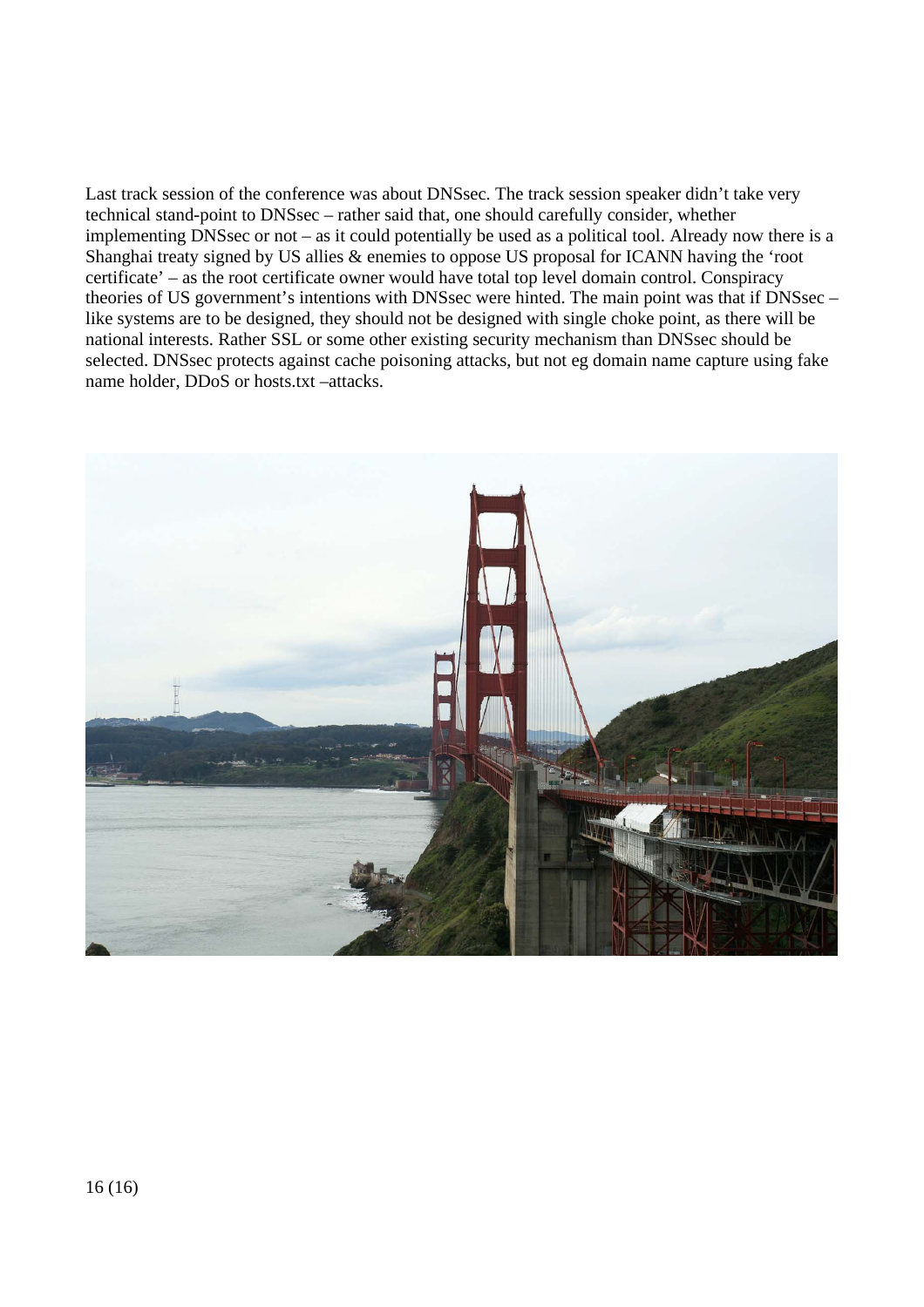Last track session of the conference was about DNSsec. The track session speaker didn't take very technical stand-point to DNSsec – rather said that, one should carefully consider, whether implementing DNSsec or not – as it could potentially be used as a political tool. Already now there is a Shanghai treaty signed by US allies & enemies to oppose US proposal for ICANN having the 'root certificate' – as the root certificate owner would have total top level domain control. Conspiracy theories of US government's intentions with DNSsec were hinted. The main point was that if DNSsec – like systems are to be designed, they should not be designed with single choke point, as there will be national interests. Rather SSL or some other existing security mechanism than DNSsec should be selected. DNSsec protects against cache poisoning attacks, but not eg domain name capture using fake name holder, DDoS or hosts.txt –attacks.